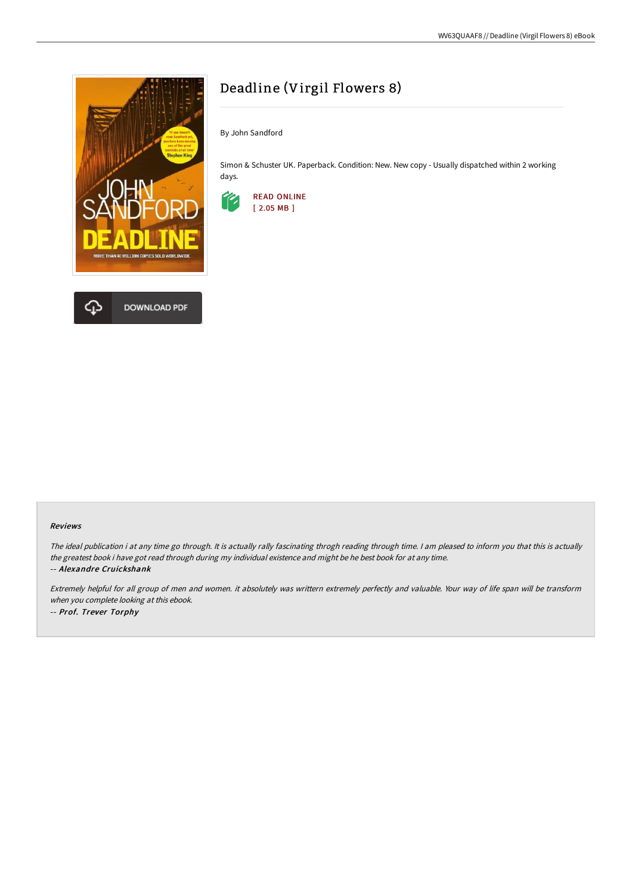# Deadline (Virgil Flowers 8)

By John Sandford

Simon & Schuster UK. Paperback. Condition: New. New copy - Usually dispatched within 2 working days.

READ ONLINE
[ 2.05 MB ]

DOWNLOAD PDF

### Reviews

*The ideal publication i at any time go through. It is actually rally fascinating throgh reading through time. I am pleased to inform you that this is actually the greatest book i have got read through during my individual existence and might be he best book for at any time.*

*-- **Alexandre Cruickshank***

*Extremely helpful for all group of men and women. it absolutely was writtern extremely perfectly and valuable. Your way of life span will be transform when you complete looking at this ebook.*

*-- **Prof. Trever Torphy***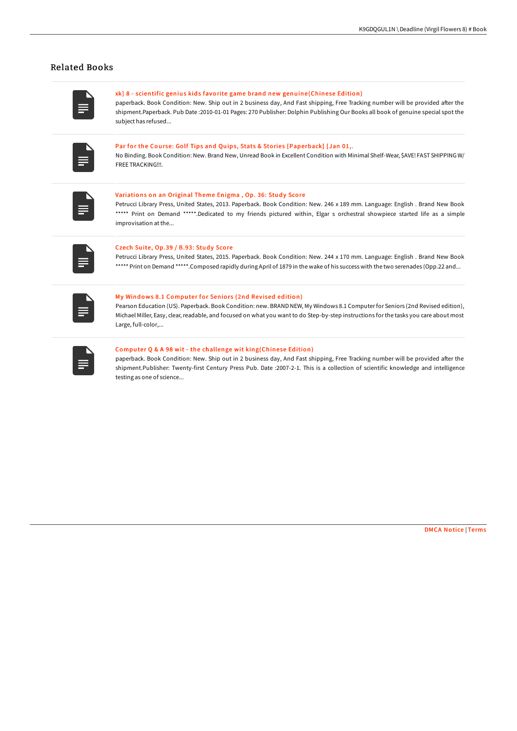## Related Books

### xk] 8 - scientific genius kids favorite game brand new genuine(Chinese Edition)

paperback. Book Condition: New. Ship out in 2 business day, And Fast shipping, Free Tracking number will be provided after the shipment.Paperback. Pub Date :2010-01-01 Pages: 270 Publisher: Dolphin Publishing Our Books all book of genuine special spot the subject has refused...

### Par for the Course: Golf Tips and Quips, Stats & Stories [Paperback] [Jan 01,.

No Binding. Book Condition: New. Brand New, Unread Book in Excellent Condition with Minimal Shelf-Wear, $AVE! FAST SHIPPING W/ FREE TRACKING!!!.

### Variations on an Original Theme Enigma , Op. 36: Study Score

Petrucci Library Press, United States, 2013. Paperback. Book Condition: New. 246 x 189 mm. Language: English . Brand New Book ***** Print on Demand *****.Dedicated to my friends pictured within, Elgar s orchestral showpiece started life as a simple improvisation at the...

### Czech Suite, Op.39 / B.93: Study Score

Petrucci Library Press, United States, 2015. Paperback. Book Condition: New. 244 x 170 mm. Language: English . Brand New Book ***** Print on Demand *****.Composed rapidly during April of 1879 in the wake of his success with the two serenades (Opp.22 and...

### My Windows 8.1 Computer for Seniors (2nd Revised edition)

Pearson Education (US). Paperback. Book Condition: new. BRAND NEW, My Windows 8.1 Computer for Seniors (2nd Revised edition), Michael Miller, Easy, clear, readable, and focused on what you want to do Step-by-step instructions for the tasks you care about most Large, full-color,...

### Computer Q & A 98 wit - the challenge wit king(Chinese Edition)

paperback. Book Condition: New. Ship out in 2 business day, And Fast shipping, Free Tracking number will be provided after the shipment.Publisher: Twenty-first Century Press Pub. Date :2007-2-1. This is a collection of scientific knowledge and intelligence testing as one of science...